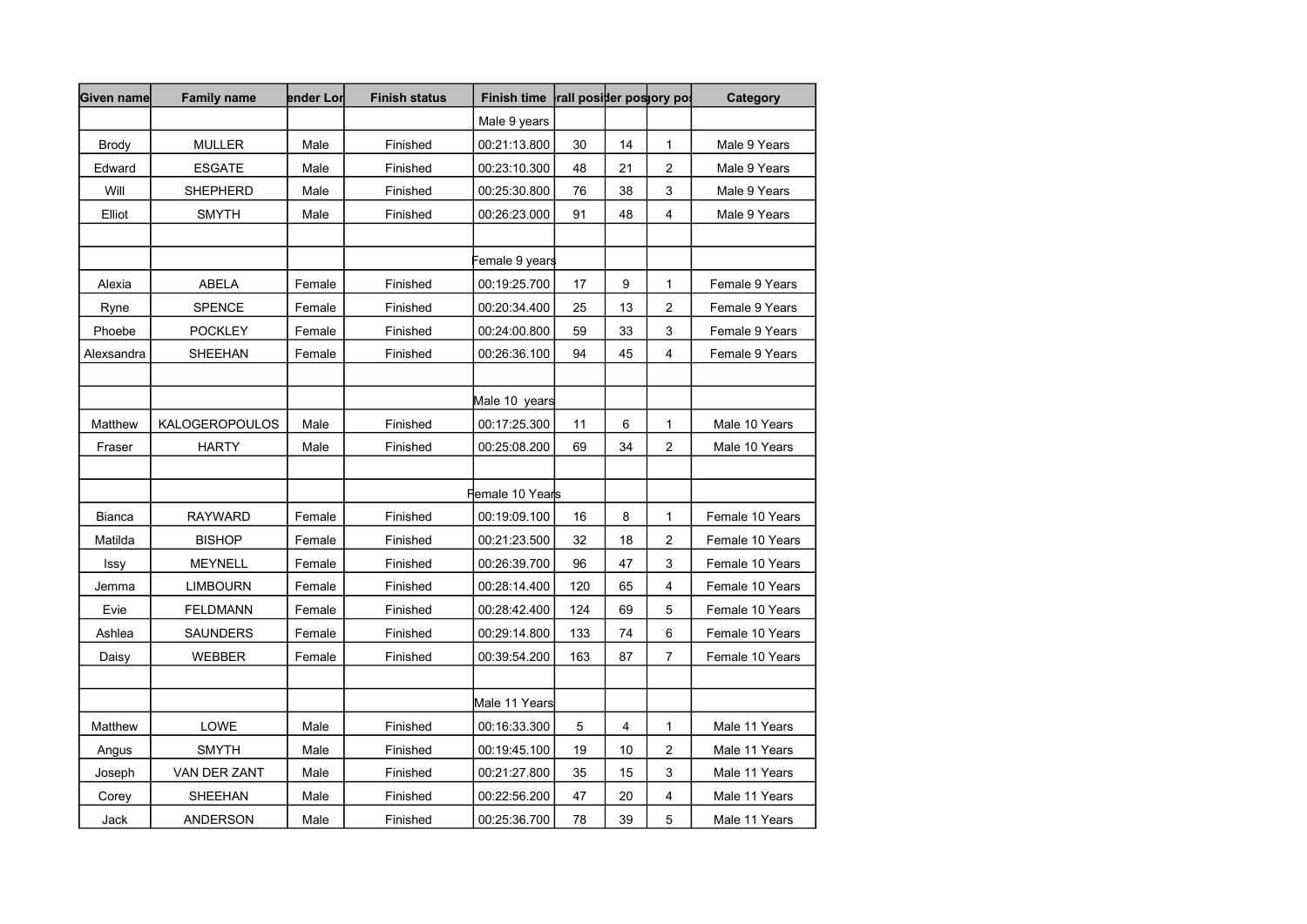| Given name | Family name | ender Lor | Finish status | Finish time | rall posi | ler pos | ory po | Category |
|---|---|---|---|---|---|---|---|---|
| | | | | Male 9 years | | | | |
| Brody | MULLER | Male | Finished | 00:21:13.800 | 30 | 14 | 1 | Male 9 Years |
| Edward | ESGATE | Male | Finished | 00:23:10.300 | 48 | 21 | 2 | Male 9 Years |
| Will | SHEPHERD | Male | Finished | 00:25:30.800 | 76 | 38 | 3 | Male 9 Years |
| Elliot | SMYTH | Male | Finished | 00:26:23.000 | 91 | 48 | 4 | Male 9 Years |
| | | | | | | | | |
| | | | | Female 9 years | | | | |
| Alexia | ABELA | Female | Finished | 00:19:25.700 | 17 | 9 | 1 | Female 9 Years |
| Ryne | SPENCE | Female | Finished | 00:20:34.400 | 25 | 13 | 2 | Female 9 Years |
| Phoebe | POCKLEY | Female | Finished | 00:24:00.800 | 59 | 33 | 3 | Female 9 Years |
| Alexsandra | SHEEHAN | Female | Finished | 00:26:36.100 | 94 | 45 | 4 | Female 9 Years |
| | | | | | | | | |
| | | | | Male 10 years | | | | |
| Matthew | KALOGEROPOULOS | Male | Finished | 00:17:25.300 | 11 | 6 | 1 | Male 10 Years |
| Fraser | HARTY | Male | Finished | 00:25:08.200 | 69 | 34 | 2 | Male 10 Years |
| | | | | | | | | |
| | | | | Female 10 Years | | | | |
| Bianca | RAYWARD | Female | Finished | 00:19:09.100 | 16 | 8 | 1 | Female 10 Years |
| Matilda | BISHOP | Female | Finished | 00:21:23.500 | 32 | 18 | 2 | Female 10 Years |
| Issy | MEYNELL | Female | Finished | 00:26:39.700 | 96 | 47 | 3 | Female 10 Years |
| Jemma | LIMBOURN | Female | Finished | 00:28:14.400 | 120 | 65 | 4 | Female 10 Years |
| Evie | FELDMANN | Female | Finished | 00:28:42.400 | 124 | 69 | 5 | Female 10 Years |
| Ashlea | SAUNDERS | Female | Finished | 00:29:14.800 | 133 | 74 | 6 | Female 10 Years |
| Daisy | WEBBER | Female | Finished | 00:39:54.200 | 163 | 87 | 7 | Female 10 Years |
| | | | | | | | | |
| | | | | Male 11 Years | | | | |
| Matthew | LOWE | Male | Finished | 00:16:33.300 | 5 | 4 | 1 | Male 11 Years |
| Angus | SMYTH | Male | Finished | 00:19:45.100 | 19 | 10 | 2 | Male 11 Years |
| Joseph | VAN DER ZANT | Male | Finished | 00:21:27.800 | 35 | 15 | 3 | Male 11 Years |
| Corey | SHEEHAN | Male | Finished | 00:22:56.200 | 47 | 20 | 4 | Male 11 Years |
| Jack | ANDERSON | Male | Finished | 00:25:36.700 | 78 | 39 | 5 | Male 11 Years |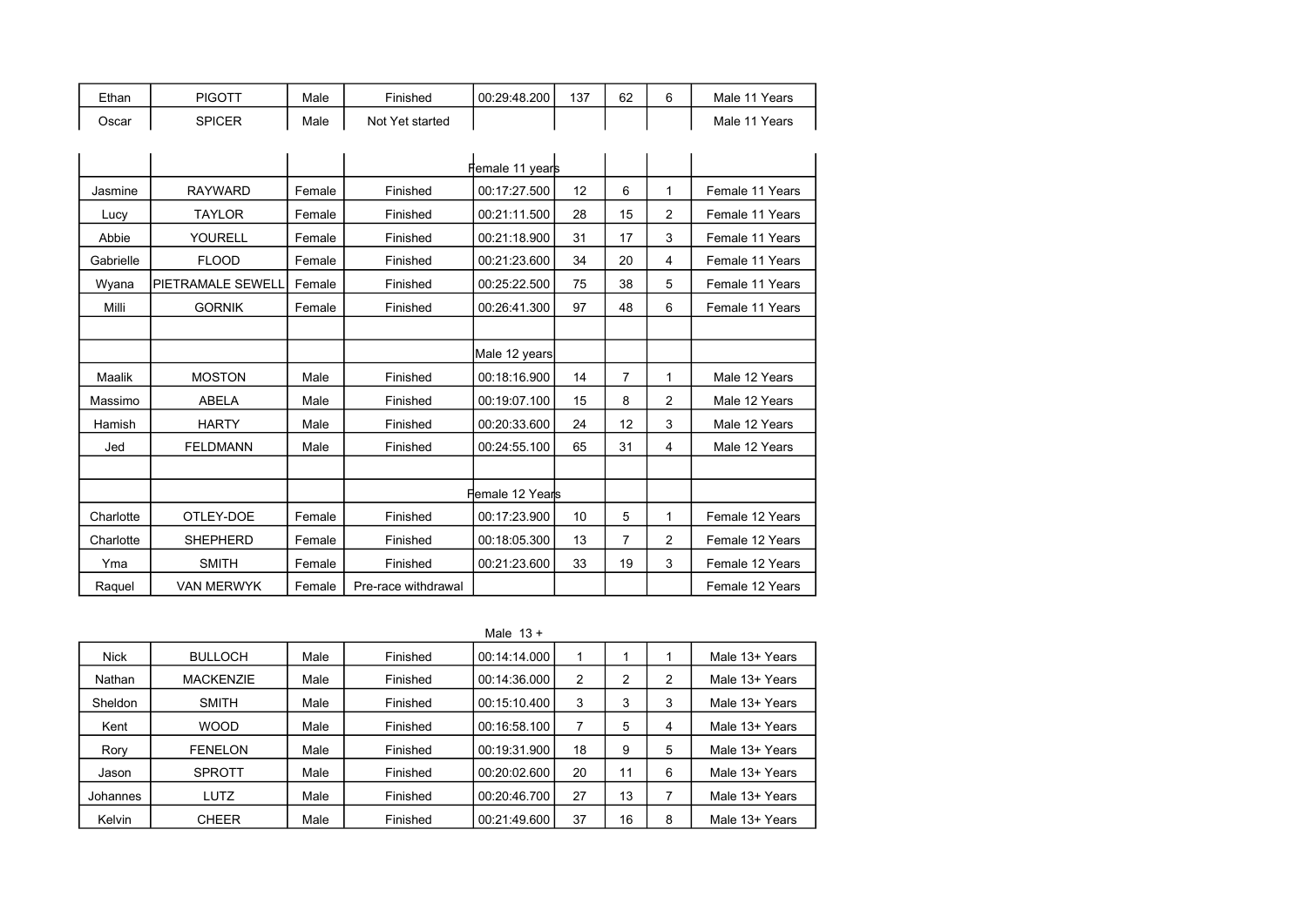| | | | | | | | | |
|---|---|---|---|---|---|---|---|---|
| Ethan | PIGOTT | Male | Finished | 00:29:48.200 | 137 | 62 | 6 | Male 11 Years |
| Oscar | SPICER | Male | Not Yet started | | | | | Male 11 Years |

| | | | | | | | | |
|---|---|---|---|---|---|---|---|---|
| | | | | Female 11 years | | | | |
| Jasmine | RAYWARD | Female | Finished | 00:17:27.500 | 12 | 6 | 1 | Female 11 Years |
| Lucy | TAYLOR | Female | Finished | 00:21:11.500 | 28 | 15 | 2 | Female 11 Years |
| Abbie | YOURELL | Female | Finished | 00:21:18.900 | 31 | 17 | 3 | Female 11 Years |
| Gabrielle | FLOOD | Female | Finished | 00:21:23.600 | 34 | 20 | 4 | Female 11 Years |
| Wyana | PIETRAMALE SEWELL | Female | Finished | 00:25:22.500 | 75 | 38 | 5 | Female 11 Years |
| Milli | GORNIK | Female | Finished | 00:26:41.300 | 97 | 48 | 6 | Female 11 Years |
| | | | | | | | | |
| | | | | Male 12 years | | | | |
| Maalik | MOSTON | Male | Finished | 00:18:16.900 | 14 | 7 | 1 | Male 12 Years |
| Massimo | ABELA | Male | Finished | 00:19:07.100 | 15 | 8 | 2 | Male 12 Years |
| Hamish | HARTY | Male | Finished | 00:20:33.600 | 24 | 12 | 3 | Male 12 Years |
| Jed | FELDMANN | Male | Finished | 00:24:55.100 | 65 | 31 | 4 | Male 12 Years |
| | | | | | | | | |
| | | | | Female 12 Years | | | | |
| Charlotte | OTLEY-DOE | Female | Finished | 00:17:23.900 | 10 | 5 | 1 | Female 12 Years |
| Charlotte | SHEPHERD | Female | Finished | 00:18:05.300 | 13 | 7 | 2 | Female 12 Years |
| Yma | SMITH | Female | Finished | 00:21:23.600 | 33 | 19 | 3 | Female 12 Years |
| Raquel | VAN MERWYK | Female | Pre-race withdrawal | | | | | Female 12 Years |

Male 13 +

| | | | | | | | | |
|---|---|---|---|---|---|---|---|---|
| Nick | BULLOCH | Male | Finished | 00:14:14.000 | 1 | 1 | 1 | Male 13+ Years |
| Nathan | MACKENZIE | Male | Finished | 00:14:36.000 | 2 | 2 | 2 | Male 13+ Years |
| Sheldon | SMITH | Male | Finished | 00:15:10.400 | 3 | 3 | 3 | Male 13+ Years |
| Kent | WOOD | Male | Finished | 00:16:58.100 | 7 | 5 | 4 | Male 13+ Years |
| Rory | FENELON | Male | Finished | 00:19:31.900 | 18 | 9 | 5 | Male 13+ Years |
| Jason | SPROTT | Male | Finished | 00:20:02.600 | 20 | 11 | 6 | Male 13+ Years |
| Johannes | LUTZ | Male | Finished | 00:20:46.700 | 27 | 13 | 7 | Male 13+ Years |
| Kelvin | CHEER | Male | Finished | 00:21:49.600 | 37 | 16 | 8 | Male 13+ Years |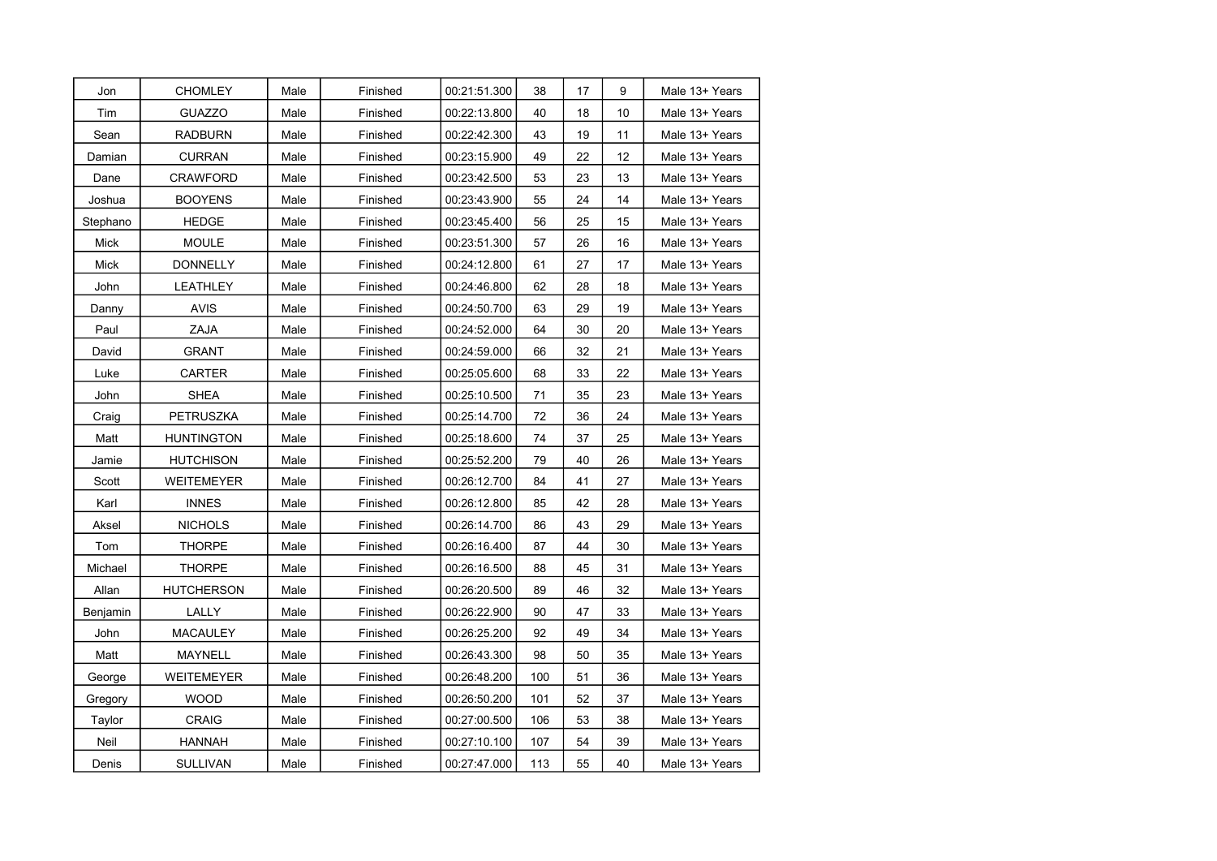| | | | | | | | | |
|---|---|---|---|---|---|---|---|---|
| Jon | CHOMLEY | Male | Finished | 00:21:51.300 | 38 | 17 | 9 | Male 13+ Years |
| Tim | GUAZZO | Male | Finished | 00:22:13.800 | 40 | 18 | 10 | Male 13+ Years |
| Sean | RADBURN | Male | Finished | 00:22:42.300 | 43 | 19 | 11 | Male 13+ Years |
| Damian | CURRAN | Male | Finished | 00:23:15.900 | 49 | 22 | 12 | Male 13+ Years |
| Dane | CRAWFORD | Male | Finished | 00:23:42.500 | 53 | 23 | 13 | Male 13+ Years |
| Joshua | BOOYENS | Male | Finished | 00:23:43.900 | 55 | 24 | 14 | Male 13+ Years |
| Stephano | HEDGE | Male | Finished | 00:23:45.400 | 56 | 25 | 15 | Male 13+ Years |
| Mick | MOULE | Male | Finished | 00:23:51.300 | 57 | 26 | 16 | Male 13+ Years |
| Mick | DONNELLY | Male | Finished | 00:24:12.800 | 61 | 27 | 17 | Male 13+ Years |
| John | LEATHLEY | Male | Finished | 00:24:46.800 | 62 | 28 | 18 | Male 13+ Years |
| Danny | AVIS | Male | Finished | 00:24:50.700 | 63 | 29 | 19 | Male 13+ Years |
| Paul | ZAJA | Male | Finished | 00:24:52.000 | 64 | 30 | 20 | Male 13+ Years |
| David | GRANT | Male | Finished | 00:24:59.000 | 66 | 32 | 21 | Male 13+ Years |
| Luke | CARTER | Male | Finished | 00:25:05.600 | 68 | 33 | 22 | Male 13+ Years |
| John | SHEA | Male | Finished | 00:25:10.500 | 71 | 35 | 23 | Male 13+ Years |
| Craig | PETRUSZKA | Male | Finished | 00:25:14.700 | 72 | 36 | 24 | Male 13+ Years |
| Matt | HUNTINGTON | Male | Finished | 00:25:18.600 | 74 | 37 | 25 | Male 13+ Years |
| Jamie | HUTCHISON | Male | Finished | 00:25:52.200 | 79 | 40 | 26 | Male 13+ Years |
| Scott | WEITEMEYER | Male | Finished | 00:26:12.700 | 84 | 41 | 27 | Male 13+ Years |
| Karl | INNES | Male | Finished | 00:26:12.800 | 85 | 42 | 28 | Male 13+ Years |
| Aksel | NICHOLS | Male | Finished | 00:26:14.700 | 86 | 43 | 29 | Male 13+ Years |
| Tom | THORPE | Male | Finished | 00:26:16.400 | 87 | 44 | 30 | Male 13+ Years |
| Michael | THORPE | Male | Finished | 00:26:16.500 | 88 | 45 | 31 | Male 13+ Years |
| Allan | HUTCHERSON | Male | Finished | 00:26:20.500 | 89 | 46 | 32 | Male 13+ Years |
| Benjamin | LALLY | Male | Finished | 00:26:22.900 | 90 | 47 | 33 | Male 13+ Years |
| John | MACAULEY | Male | Finished | 00:26:25.200 | 92 | 49 | 34 | Male 13+ Years |
| Matt | MAYNELL | Male | Finished | 00:26:43.300 | 98 | 50 | 35 | Male 13+ Years |
| George | WEITEMEYER | Male | Finished | 00:26:48.200 | 100 | 51 | 36 | Male 13+ Years |
| Gregory | WOOD | Male | Finished | 00:26:50.200 | 101 | 52 | 37 | Male 13+ Years |
| Taylor | CRAIG | Male | Finished | 00:27:00.500 | 106 | 53 | 38 | Male 13+ Years |
| Neil | HANNAH | Male | Finished | 00:27:10.100 | 107 | 54 | 39 | Male 13+ Years |
| Denis | SULLIVAN | Male | Finished | 00:27:47.000 | 113 | 55 | 40 | Male 13+ Years |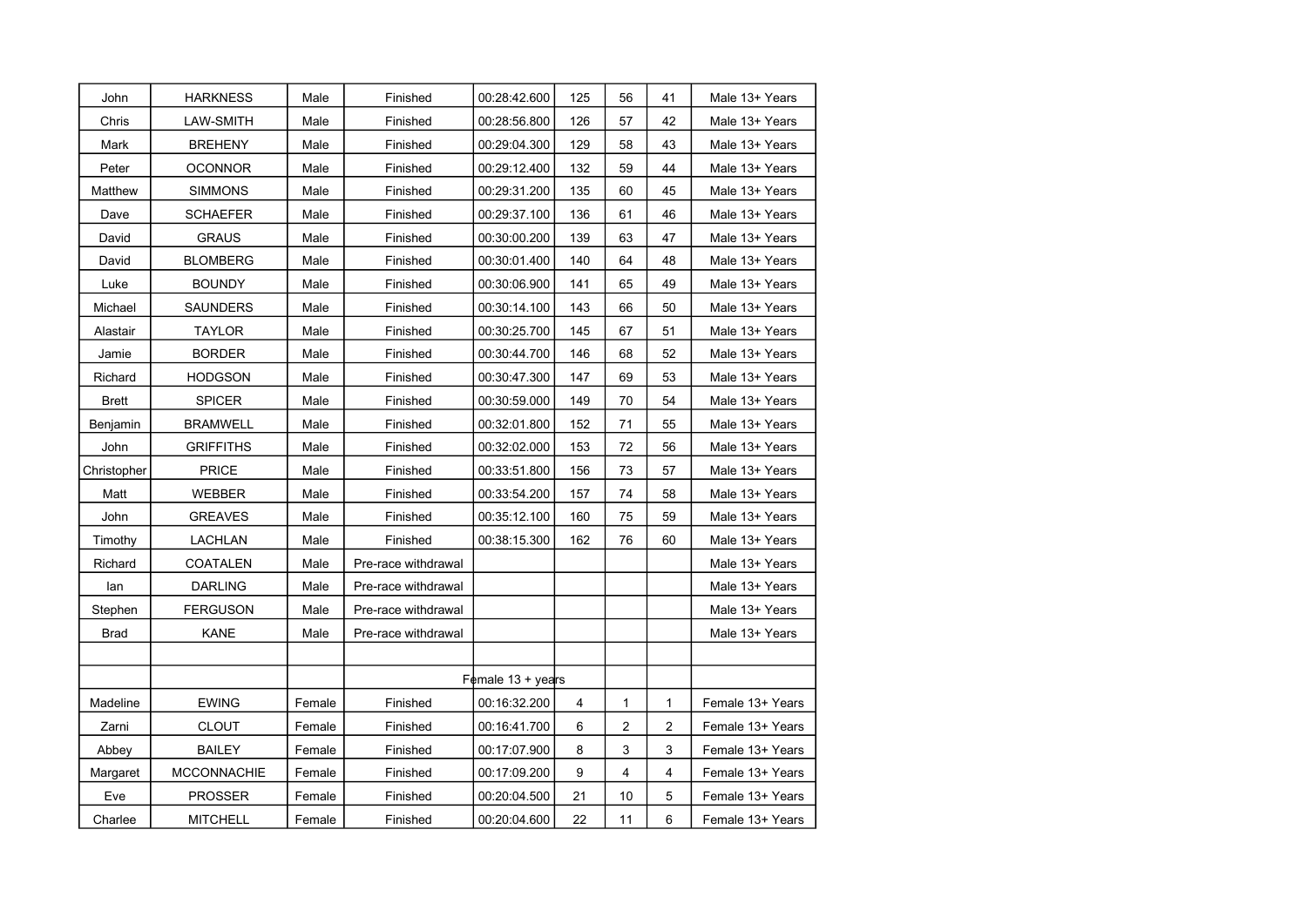| | | | | | | | | |
|---|---|---|---|---|---|---|---|---|
| John | HARKNESS | Male | Finished | 00:28:42.600 | 125 | 56 | 41 | Male 13+ Years |
| Chris | LAW-SMITH | Male | Finished | 00:28:56.800 | 126 | 57 | 42 | Male 13+ Years |
| Mark | BREHENY | Male | Finished | 00:29:04.300 | 129 | 58 | 43 | Male 13+ Years |
| Peter | OCONNOR | Male | Finished | 00:29:12.400 | 132 | 59 | 44 | Male 13+ Years |
| Matthew | SIMMONS | Male | Finished | 00:29:31.200 | 135 | 60 | 45 | Male 13+ Years |
| Dave | SCHAEFER | Male | Finished | 00:29:37.100 | 136 | 61 | 46 | Male 13+ Years |
| David | GRAUS | Male | Finished | 00:30:00.200 | 139 | 63 | 47 | Male 13+ Years |
| David | BLOMBERG | Male | Finished | 00:30:01.400 | 140 | 64 | 48 | Male 13+ Years |
| Luke | BOUNDY | Male | Finished | 00:30:06.900 | 141 | 65 | 49 | Male 13+ Years |
| Michael | SAUNDERS | Male | Finished | 00:30:14.100 | 143 | 66 | 50 | Male 13+ Years |
| Alastair | TAYLOR | Male | Finished | 00:30:25.700 | 145 | 67 | 51 | Male 13+ Years |
| Jamie | BORDER | Male | Finished | 00:30:44.700 | 146 | 68 | 52 | Male 13+ Years |
| Richard | HODGSON | Male | Finished | 00:30:47.300 | 147 | 69 | 53 | Male 13+ Years |
| Brett | SPICER | Male | Finished | 00:30:59.000 | 149 | 70 | 54 | Male 13+ Years |
| Benjamin | BRAMWELL | Male | Finished | 00:32:01.800 | 152 | 71 | 55 | Male 13+ Years |
| John | GRIFFITHS | Male | Finished | 00:32:02.000 | 153 | 72 | 56 | Male 13+ Years |
| Christopher | PRICE | Male | Finished | 00:33:51.800 | 156 | 73 | 57 | Male 13+ Years |
| Matt | WEBBER | Male | Finished | 00:33:54.200 | 157 | 74 | 58 | Male 13+ Years |
| John | GREAVES | Male | Finished | 00:35:12.100 | 160 | 75 | 59 | Male 13+ Years |
| Timothy | LACHLAN | Male | Finished | 00:38:15.300 | 162 | 76 | 60 | Male 13+ Years |
| Richard | COATALEN | Male | Pre-race withdrawal | | | | | Male 13+ Years |
| Ian | DARLING | Male | Pre-race withdrawal | | | | | Male 13+ Years |
| Stephen | FERGUSON | Male | Pre-race withdrawal | | | | | Male 13+ Years |
| Brad | KANE | Male | Pre-race withdrawal | | | | | Male 13+ Years |
| | | | | | | | | |
| | | | | Female 13 + years | | | | |
| Madeline | EWING | Female | Finished | 00:16:32.200 | 4 | 1 | 1 | Female 13+ Years |
| Zarni | CLOUT | Female | Finished | 00:16:41.700 | 6 | 2 | 2 | Female 13+ Years |
| Abbey | BAILEY | Female | Finished | 00:17:07.900 | 8 | 3 | 3 | Female 13+ Years |
| Margaret | MCCONNACHIE | Female | Finished | 00:17:09.200 | 9 | 4 | 4 | Female 13+ Years |
| Eve | PROSSER | Female | Finished | 00:20:04.500 | 21 | 10 | 5 | Female 13+ Years |
| Charlee | MITCHELL | Female | Finished | 00:20:04.600 | 22 | 11 | 6 | Female 13+ Years |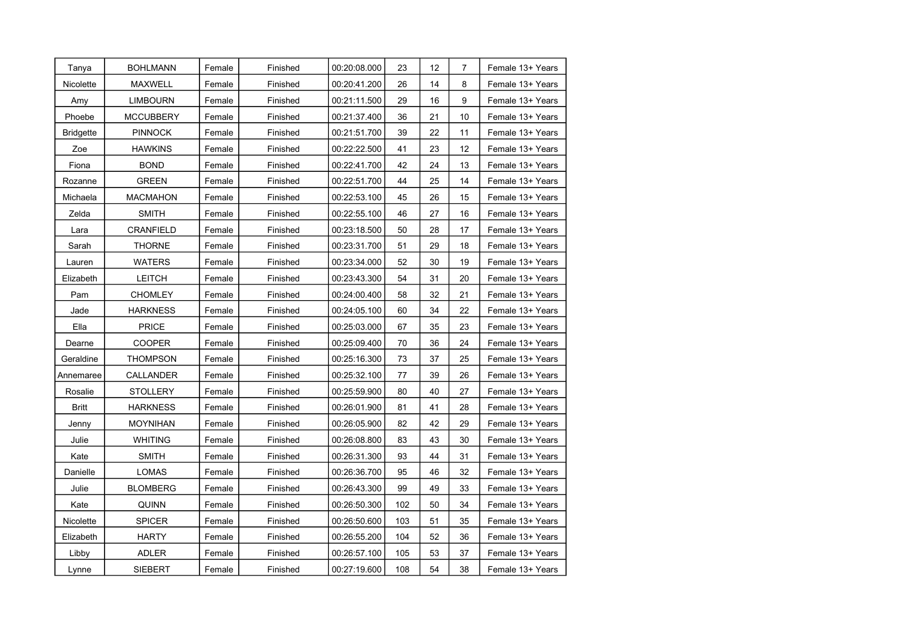| | | | | | | | | |
|---|---|---|---|---|---|---|---|---|
| Tanya | BOHLMANN | Female | Finished | 00:20:08.000 | 23 | 12 | 7 | Female 13+ Years |
| Nicolette | MAXWELL | Female | Finished | 00:20:41.200 | 26 | 14 | 8 | Female 13+ Years |
| Amy | LIMBOURN | Female | Finished | 00:21:11.500 | 29 | 16 | 9 | Female 13+ Years |
| Phoebe | MCCUBBERY | Female | Finished | 00:21:37.400 | 36 | 21 | 10 | Female 13+ Years |
| Bridgette | PINNOCK | Female | Finished | 00:21:51.700 | 39 | 22 | 11 | Female 13+ Years |
| Zoe | HAWKINS | Female | Finished | 00:22:22.500 | 41 | 23 | 12 | Female 13+ Years |
| Fiona | BOND | Female | Finished | 00:22:41.700 | 42 | 24 | 13 | Female 13+ Years |
| Rozanne | GREEN | Female | Finished | 00:22:51.700 | 44 | 25 | 14 | Female 13+ Years |
| Michaela | MACMAHON | Female | Finished | 00:22:53.100 | 45 | 26 | 15 | Female 13+ Years |
| Zelda | SMITH | Female | Finished | 00:22:55.100 | 46 | 27 | 16 | Female 13+ Years |
| Lara | CRANFIELD | Female | Finished | 00:23:18.500 | 50 | 28 | 17 | Female 13+ Years |
| Sarah | THORNE | Female | Finished | 00:23:31.700 | 51 | 29 | 18 | Female 13+ Years |
| Lauren | WATERS | Female | Finished | 00:23:34.000 | 52 | 30 | 19 | Female 13+ Years |
| Elizabeth | LEITCH | Female | Finished | 00:23:43.300 | 54 | 31 | 20 | Female 13+ Years |
| Pam | CHOMLEY | Female | Finished | 00:24:00.400 | 58 | 32 | 21 | Female 13+ Years |
| Jade | HARKNESS | Female | Finished | 00:24:05.100 | 60 | 34 | 22 | Female 13+ Years |
| Ella | PRICE | Female | Finished | 00:25:03.000 | 67 | 35 | 23 | Female 13+ Years |
| Dearne | COOPER | Female | Finished | 00:25:09.400 | 70 | 36 | 24 | Female 13+ Years |
| Geraldine | THOMPSON | Female | Finished | 00:25:16.300 | 73 | 37 | 25 | Female 13+ Years |
| Annemaree | CALLANDER | Female | Finished | 00:25:32.100 | 77 | 39 | 26 | Female 13+ Years |
| Rosalie | STOLLERY | Female | Finished | 00:25:59.900 | 80 | 40 | 27 | Female 13+ Years |
| Britt | HARKNESS | Female | Finished | 00:26:01.900 | 81 | 41 | 28 | Female 13+ Years |
| Jenny | MOYNIHAN | Female | Finished | 00:26:05.900 | 82 | 42 | 29 | Female 13+ Years |
| Julie | WHITING | Female | Finished | 00:26:08.800 | 83 | 43 | 30 | Female 13+ Years |
| Kate | SMITH | Female | Finished | 00:26:31.300 | 93 | 44 | 31 | Female 13+ Years |
| Danielle | LOMAS | Female | Finished | 00:26:36.700 | 95 | 46 | 32 | Female 13+ Years |
| Julie | BLOMBERG | Female | Finished | 00:26:43.300 | 99 | 49 | 33 | Female 13+ Years |
| Kate | QUINN | Female | Finished | 00:26:50.300 | 102 | 50 | 34 | Female 13+ Years |
| Nicolette | SPICER | Female | Finished | 00:26:50.600 | 103 | 51 | 35 | Female 13+ Years |
| Elizabeth | HARTY | Female | Finished | 00:26:55.200 | 104 | 52 | 36 | Female 13+ Years |
| Libby | ADLER | Female | Finished | 00:26:57.100 | 105 | 53 | 37 | Female 13+ Years |
| Lynne | SIEBERT | Female | Finished | 00:27:19.600 | 108 | 54 | 38 | Female 13+ Years |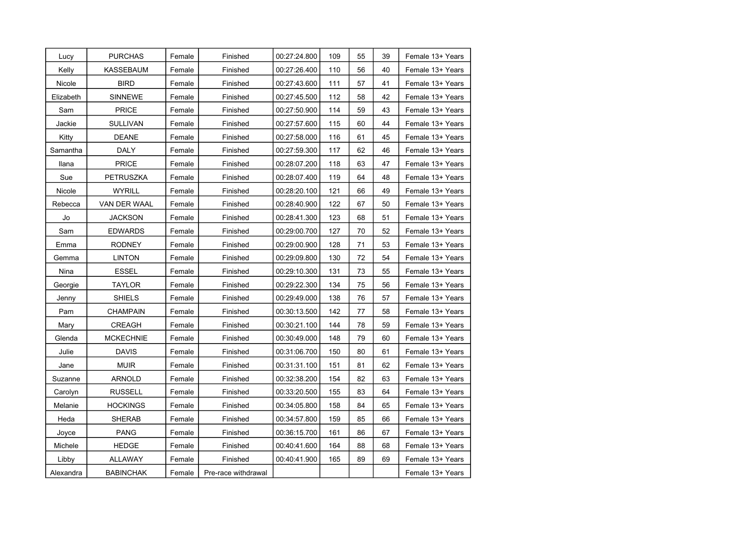| | | | | | | | | |
|---|---|---|---|---|---|---|---|---|
| Lucy | PURCHAS | Female | Finished | 00:27:24.800 | 109 | 55 | 39 | Female 13+ Years |
| Kelly | KASSEBAUM | Female | Finished | 00:27:26.400 | 110 | 56 | 40 | Female 13+ Years |
| Nicole | BIRD | Female | Finished | 00:27:43.600 | 111 | 57 | 41 | Female 13+ Years |
| Elizabeth | SINNEWE | Female | Finished | 00:27:45.500 | 112 | 58 | 42 | Female 13+ Years |
| Sam | PRICE | Female | Finished | 00:27:50.900 | 114 | 59 | 43 | Female 13+ Years |
| Jackie | SULLIVAN | Female | Finished | 00:27:57.600 | 115 | 60 | 44 | Female 13+ Years |
| Kitty | DEANE | Female | Finished | 00:27:58.000 | 116 | 61 | 45 | Female 13+ Years |
| Samantha | DALY | Female | Finished | 00:27:59.300 | 117 | 62 | 46 | Female 13+ Years |
| Ilana | PRICE | Female | Finished | 00:28:07.200 | 118 | 63 | 47 | Female 13+ Years |
| Sue | PETRUSZKA | Female | Finished | 00:28:07.400 | 119 | 64 | 48 | Female 13+ Years |
| Nicole | WYRILL | Female | Finished | 00:28:20.100 | 121 | 66 | 49 | Female 13+ Years |
| Rebecca | VAN DER WAAL | Female | Finished | 00:28:40.900 | 122 | 67 | 50 | Female 13+ Years |
| Jo | JACKSON | Female | Finished | 00:28:41.300 | 123 | 68 | 51 | Female 13+ Years |
| Sam | EDWARDS | Female | Finished | 00:29:00.700 | 127 | 70 | 52 | Female 13+ Years |
| Emma | RODNEY | Female | Finished | 00:29:00.900 | 128 | 71 | 53 | Female 13+ Years |
| Gemma | LINTON | Female | Finished | 00:29:09.800 | 130 | 72 | 54 | Female 13+ Years |
| Nina | ESSEL | Female | Finished | 00:29:10.300 | 131 | 73 | 55 | Female 13+ Years |
| Georgie | TAYLOR | Female | Finished | 00:29:22.300 | 134 | 75 | 56 | Female 13+ Years |
| Jenny | SHIELS | Female | Finished | 00:29:49.000 | 138 | 76 | 57 | Female 13+ Years |
| Pam | CHAMPAIN | Female | Finished | 00:30:13.500 | 142 | 77 | 58 | Female 13+ Years |
| Mary | CREAGH | Female | Finished | 00:30:21.100 | 144 | 78 | 59 | Female 13+ Years |
| Glenda | MCKECHNIE | Female | Finished | 00:30:49.000 | 148 | 79 | 60 | Female 13+ Years |
| Julie | DAVIS | Female | Finished | 00:31:06.700 | 150 | 80 | 61 | Female 13+ Years |
| Jane | MUIR | Female | Finished | 00:31:31.100 | 151 | 81 | 62 | Female 13+ Years |
| Suzanne | ARNOLD | Female | Finished | 00:32:38.200 | 154 | 82 | 63 | Female 13+ Years |
| Carolyn | RUSSELL | Female | Finished | 00:33:20.500 | 155 | 83 | 64 | Female 13+ Years |
| Melanie | HOCKINGS | Female | Finished | 00:34:05.800 | 158 | 84 | 65 | Female 13+ Years |
| Heda | SHERAB | Female | Finished | 00:34:57.800 | 159 | 85 | 66 | Female 13+ Years |
| Joyce | PANG | Female | Finished | 00:36:15.700 | 161 | 86 | 67 | Female 13+ Years |
| Michele | HEDGE | Female | Finished | 00:40:41.600 | 164 | 88 | 68 | Female 13+ Years |
| Libby | ALLAWAY | Female | Finished | 00:40:41.900 | 165 | 89 | 69 | Female 13+ Years |
| Alexandra | BABINCHAK | Female | Pre-race withdrawal | | | | | Female 13+ Years |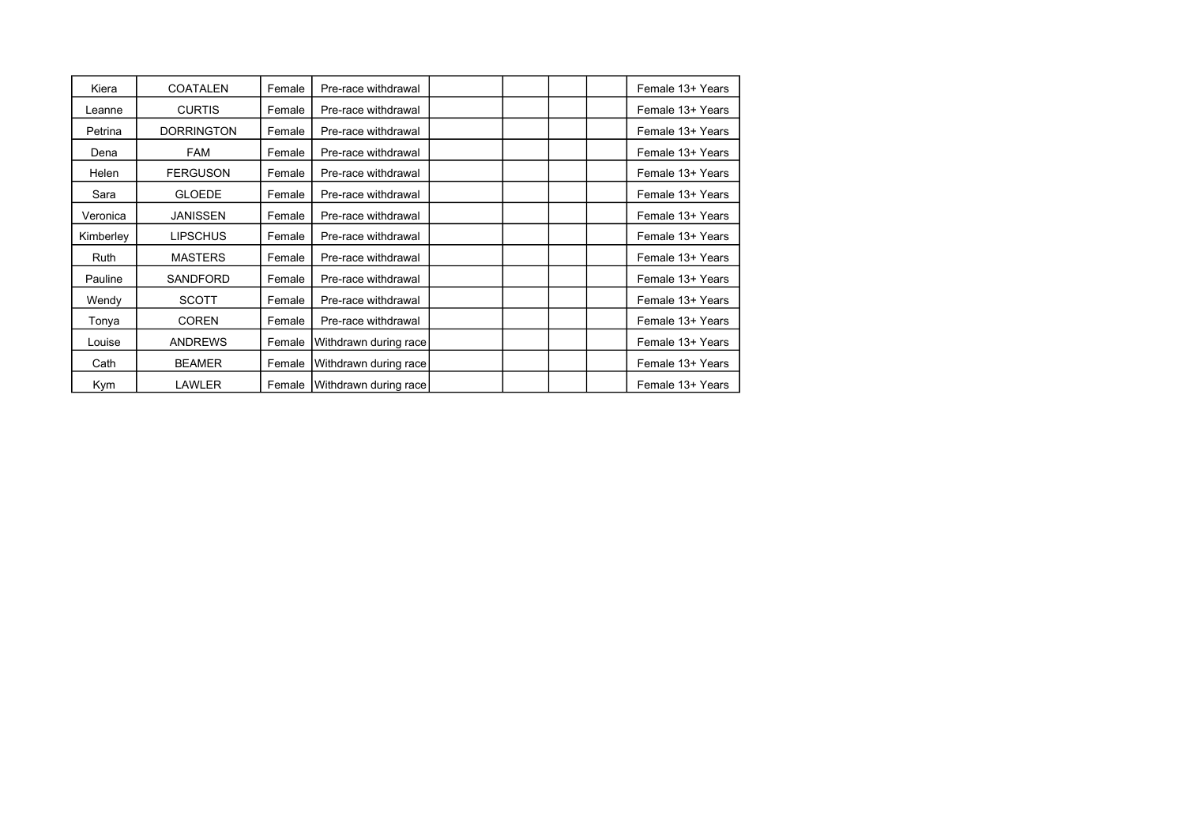| | | | | | | | | |
|---|---|---|---|---|---|---|---|---|
| Kiera | COATALEN | Female | Pre-race withdrawal | | | | | Female 13+ Years |
| Leanne | CURTIS | Female | Pre-race withdrawal | | | | | Female 13+ Years |
| Petrina | DORRINGTON | Female | Pre-race withdrawal | | | | | Female 13+ Years |
| Dena | FAM | Female | Pre-race withdrawal | | | | | Female 13+ Years |
| Helen | FERGUSON | Female | Pre-race withdrawal | | | | | Female 13+ Years |
| Sara | GLOEDE | Female | Pre-race withdrawal | | | | | Female 13+ Years |
| Veronica | JANISSEN | Female | Pre-race withdrawal | | | | | Female 13+ Years |
| Kimberley | LIPSCHUS | Female | Pre-race withdrawal | | | | | Female 13+ Years |
| Ruth | MASTERS | Female | Pre-race withdrawal | | | | | Female 13+ Years |
| Pauline | SANDFORD | Female | Pre-race withdrawal | | | | | Female 13+ Years |
| Wendy | SCOTT | Female | Pre-race withdrawal | | | | | Female 13+ Years |
| Tonya | COREN | Female | Pre-race withdrawal | | | | | Female 13+ Years |
| Louise | ANDREWS | Female | Withdrawn during race | | | | | Female 13+ Years |
| Cath | BEAMER | Female | Withdrawn during race | | | | | Female 13+ Years |
| Kym | LAWLER | Female | Withdrawn during race | | | | | Female 13+ Years |